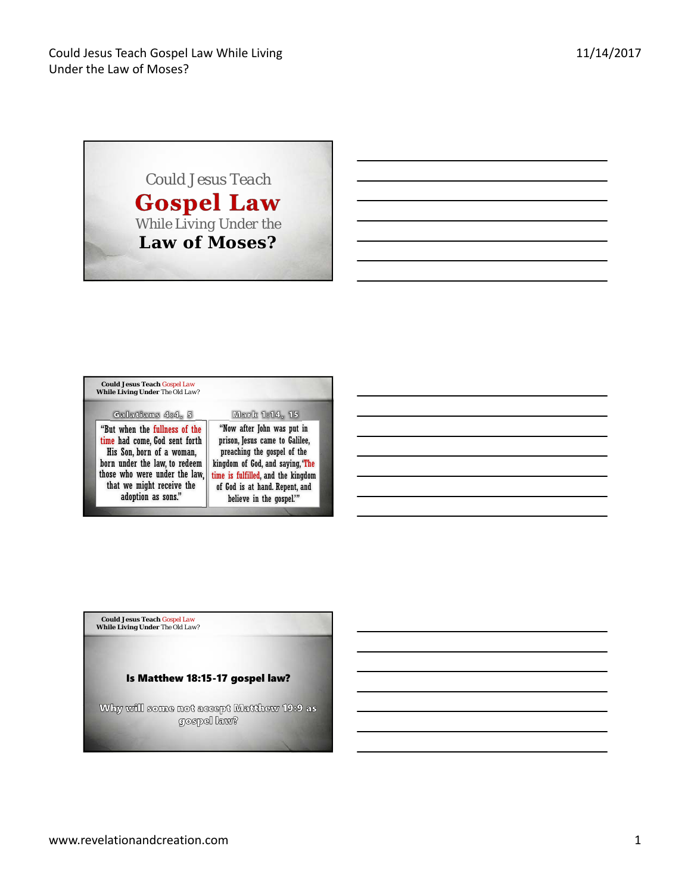# Could Jesus Teach Gospel Law While Living Under the Law of Moses?

**Could Jesus Teach Gospel Law While Living Under the Law of Moses?**

---

**Could Jesus Teach Gospel Law While Living Under The Old Law?**

**Galatians 4:4, 5**

"But when the fullness of the time had come, God sent forth His Son, born of a woman, born under the law, to redeem those who were under the law, that we might receive the adoption as sons."

**Mark 1:14, 15**

"Now after John was put in prison, Jesus came to Galilee, preaching the gospel of the kingdom of God, and saying, 'The time is fulfilled, and the kingdom of God is at hand. Repent, and believe in the gospel.'"

---

**Could Jesus Teach Gospel Law While Living Under The Old Law?**

**Is Matthew 18:15-17 gospel law?**

Why will some not accept Matthew 19:9 as gospel law?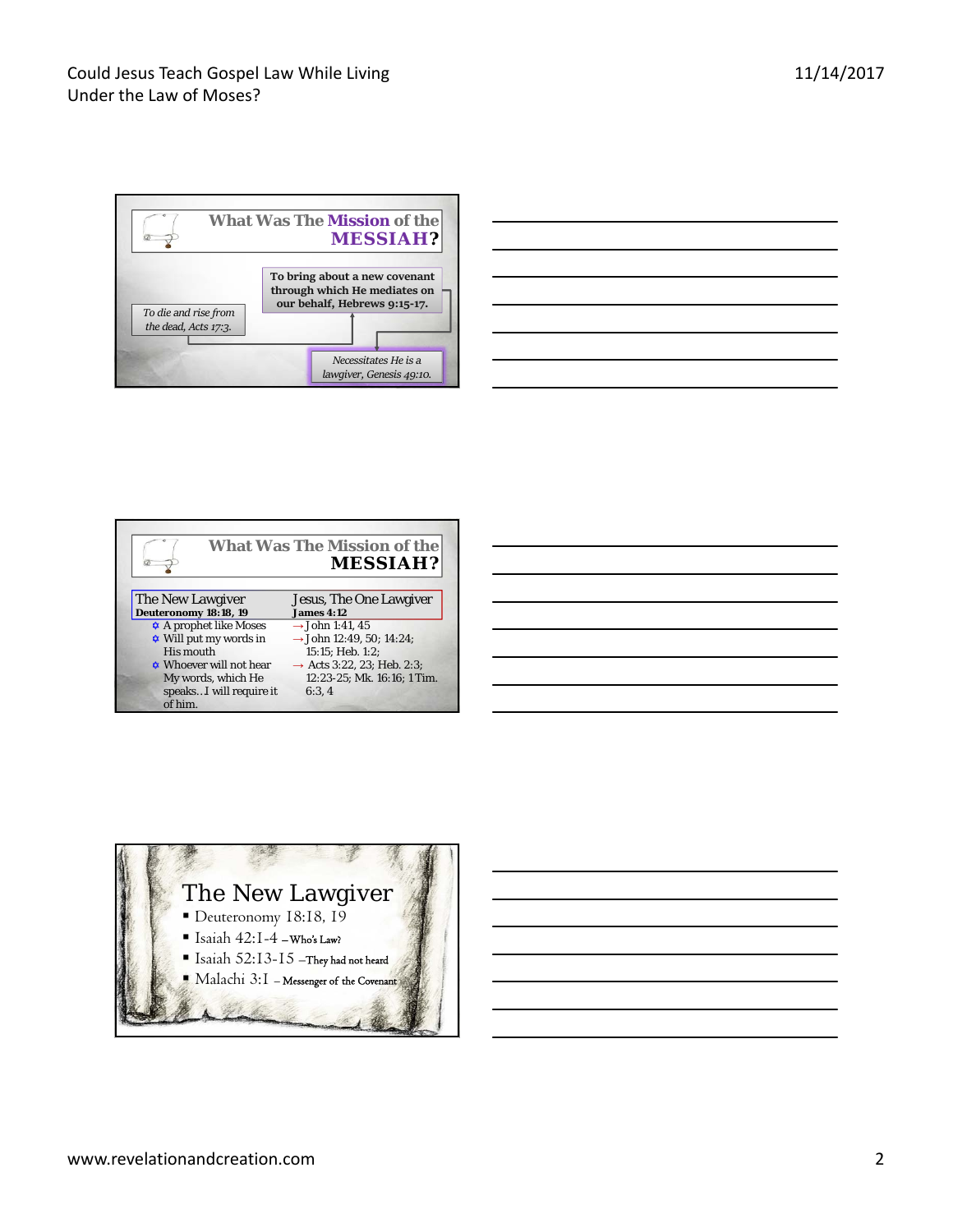## What Was The Mission of the MESSIAH?

To bring about a new covenant through which He mediates on our behalf, Hebrews 9:15-17.

*To die and rise from the dead, Acts 17:3.*

*Necessitates He is a lawgiver, Genesis 49:10.*

## What Was The Mission of the MESSIAH?

| The New Lawgiver<br>**Deuteronomy 18:18, 19** | Jesus, The One Lawgiver<br>**James 4:12** |
|---|---|
| A prophet like Moses | → John 1:41, 45 |
| Will put my words in His mouth | → John 12:49, 50; 14:24; 15:15; Heb. 1:2; |
| Whoever will not hear My words, which He speaks…I will require it of him. | → Acts 3:22, 23; Heb. 2:3; 12:23-25; Mk. 16:16; 1 Tim. 6:3, 4 |

## The New Lawgiver

- Deuteronomy 18:18, 19
- Isaiah 42:1-4 – Who's Law?
- Isaiah 52:13-15 – They had not heard
- Malachi 3:1 – Messenger of the Covenant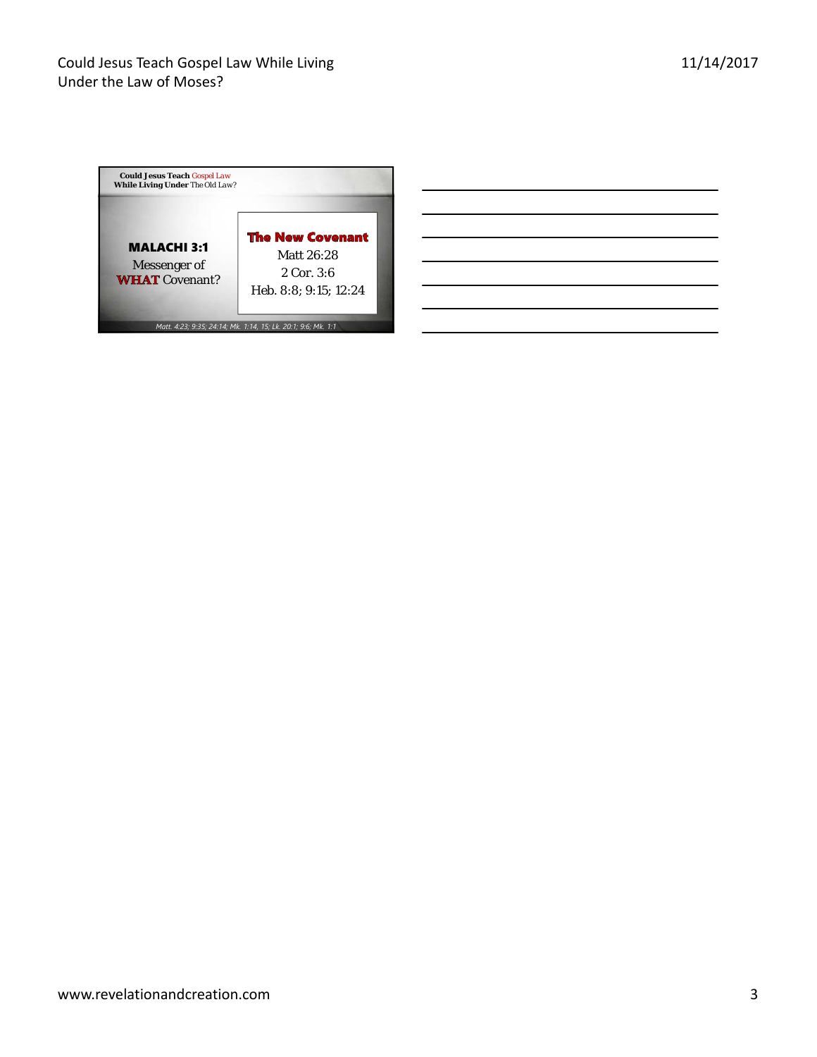**Could Jesus Teach** Gospel Law
**While Living Under** The Old Law?

**MALACHI 3:1**

Messenger of
**WHAT** Covenant?

**The New Covenant**

Matt 26:28
2 Cor. 3:6
Heb. 8:8; 9:15; 12:24

*Matt. 4:23; 9:35; 24:14; Mk. 1:14, 15; Lk. 20:1; 9:6; Mk. 1:1*